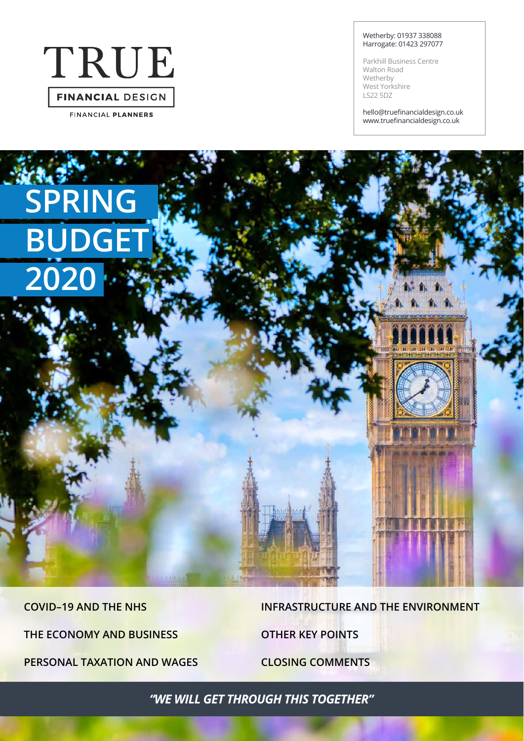# TRUE

**FINANCIAL** DESIGN

FINANCIAL **PLANNERS**

Wetherby: 01937 338088
Harrogate: 01423 297077

Parkhill Business Centre
Walton Road
Wetherby
West Yorkshire
LS22 5DZ

hello@truefinancialdesign.co.uk
www.truefinancialdesign.co.uk

# SPRING BUDGET 2020

**COVID–19 AND THE NHS**

**THE ECONOMY AND BUSINESS**

**PERSONAL TAXATION AND WAGES**

**INFRASTRUCTURE AND THE ENVIRONMENT**

**OTHER KEY POINTS**

**CLOSING COMMENTS**

***"WE WILL GET THROUGH THIS TOGETHER"***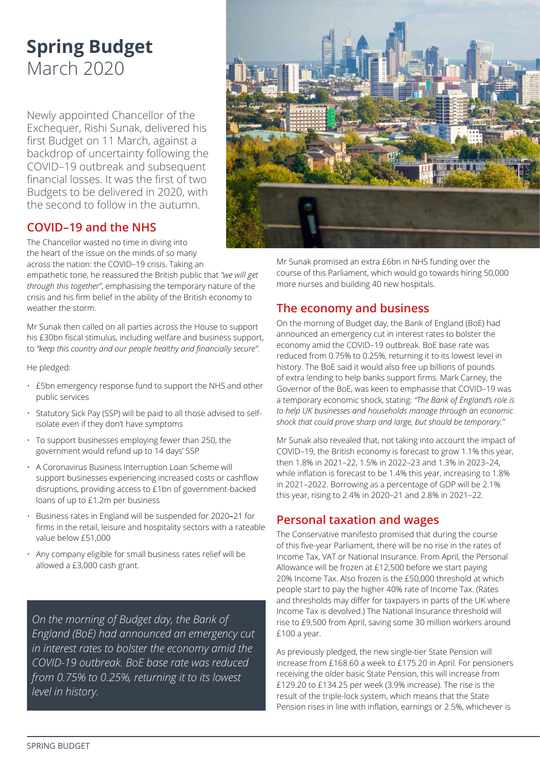# Spring Budget
March 2020

Newly appointed Chancellor of the Exchequer, Rishi Sunak, delivered his first Budget on 11 March, against a backdrop of uncertainty following the COVID–19 outbreak and subsequent financial losses. It was the first of two Budgets to be delivered in 2020, with the second to follow in the autumn.

## COVID–19 and the NHS

The Chancellor wasted no time in diving into the heart of the issue on the minds of so many across the nation: the COVID–19 crisis. Taking an empathetic tone, he reassured the British public that *"we will get through this together"*, emphasising the temporary nature of the crisis and his firm belief in the ability of the British economy to weather the storm.

Mr Sunak then called on all parties across the House to support his £30bn fiscal stimulus, including welfare and business support, to *"keep this country and our people healthy and financially secure"*.

He pledged:

- £5bn emergency response fund to support the NHS and other public services
- Statutory Sick Pay (SSP) will be paid to all those advised to self-isolate even if they don't have symptoms
- To support businesses employing fewer than 250, the government would refund up to 14 days' SSP
- A Coronavirus Business Interruption Loan Scheme will support businesses experiencing increased costs or cashflow disruptions, providing access to £1bn of government-backed loans of up to £1.2m per business
- Business rates in England will be suspended for 2020–21 for firms in the retail, leisure and hospitality sectors with a rateable value below £51,000
- Any company eligible for small business rates relief will be allowed a £3,000 cash grant.

> *On the morning of Budget day, the Bank of England (BoE) had announced an emergency cut in interest rates to bolster the economy amid the COVID-19 outbreak. BoE base rate was reduced from 0.75% to 0.25%, returning it to its lowest level in history.*

Mr Sunak promised an extra £6bn in NHS funding over the course of this Parliament, which would go towards hiring 50,000 more nurses and building 40 new hospitals.

## The economy and business

On the morning of Budget day, the Bank of England (BoE) had announced an emergency cut in interest rates to bolster the economy amid the COVID–19 outbreak. BoE base rate was reduced from 0.75% to 0.25%, returning it to its lowest level in history. The BoE said it would also free up billions of pounds of extra lending to help banks support firms. Mark Carney, the Governor of the BoE, was keen to emphasise that COVID–19 was a temporary economic shock, stating: *"The Bank of England's role is to help UK businesses and households manage through an economic shock that could prove sharp and large, but should be temporary."*

Mr Sunak also revealed that, not taking into account the impact of COVID–19, the British economy is forecast to grow 1.1% this year, then 1.8% in 2021–22, 1.5% in 2022–23 and 1.3% in 2023–24, while inflation is forecast to be 1.4% this year, increasing to 1.8% in 2021–2022. Borrowing as a percentage of GDP will be 2.1% this year, rising to 2.4% in 2020–21 and 2.8% in 2021–22.

## Personal taxation and wages

The Conservative manifesto promised that during the course of this five-year Parliament, there will be no rise in the rates of Income Tax, VAT or National Insurance. From April, the Personal Allowance will be frozen at £12,500 before we start paying 20% Income Tax. Also frozen is the £50,000 threshold at which people start to pay the higher 40% rate of Income Tax. (Rates and thresholds may differ for taxpayers in parts of the UK where Income Tax is devolved.) The National Insurance threshold will rise to £9,500 from April, saving some 30 million workers around £100 a year.

As previously pledged, the new single-tier State Pension will increase from £168.60 a week to £175.20 in April. For pensioners receiving the older basic State Pension, this will increase from £129.20 to £134.25 per week (3.9% increase). The rise is the result of the triple-lock system, which means that the State Pension rises in line with inflation, earnings or 2.5%, whichever is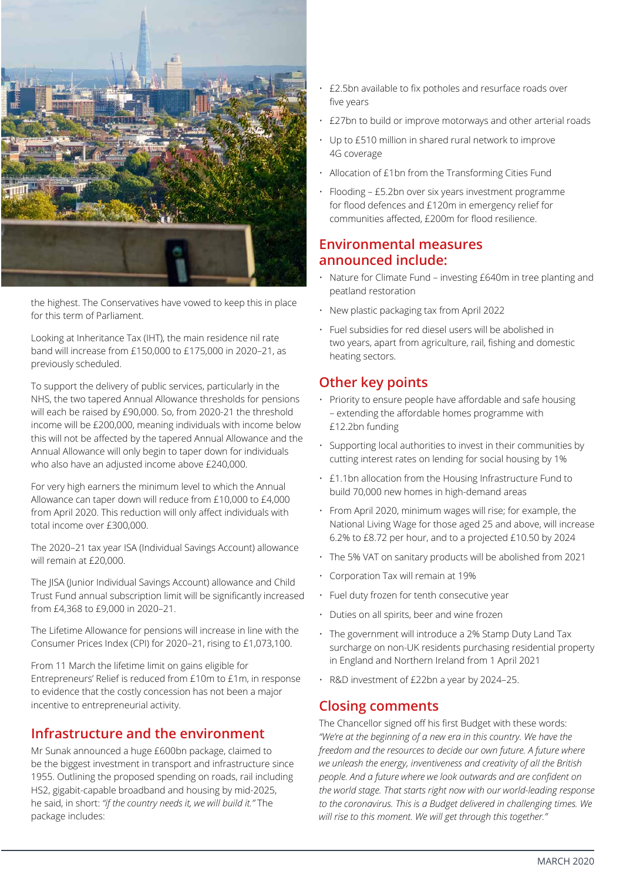the highest. The Conservatives have vowed to keep this in place for this term of Parliament.

Looking at Inheritance Tax (IHT), the main residence nil rate band will increase from £150,000 to £175,000 in 2020–21, as previously scheduled.

To support the delivery of public services, particularly in the NHS, the two tapered Annual Allowance thresholds for pensions will each be raised by £90,000. So, from 2020-21 the threshold income will be £200,000, meaning individuals with income below this will not be affected by the tapered Annual Allowance and the Annual Allowance will only begin to taper down for individuals who also have an adjusted income above £240,000.

For very high earners the minimum level to which the Annual Allowance can taper down will reduce from £10,000 to £4,000 from April 2020. This reduction will only affect individuals with total income over £300,000.

The 2020–21 tax year ISA (Individual Savings Account) allowance will remain at £20,000.

The JISA (Junior Individual Savings Account) allowance and Child Trust Fund annual subscription limit will be significantly increased from £4,368 to £9,000 in 2020–21.

The Lifetime Allowance for pensions will increase in line with the Consumer Prices Index (CPI) for 2020–21, rising to £1,073,100.

From 11 March the lifetime limit on gains eligible for Entrepreneurs' Relief is reduced from £10m to £1m, in response to evidence that the costly concession has not been a major incentive to entrepreneurial activity.

## Infrastructure and the environment

Mr Sunak announced a huge £600bn package, claimed to be the biggest investment in transport and infrastructure since 1955. Outlining the proposed spending on roads, rail including HS2, gigabit-capable broadband and housing by mid-2025, he said, in short: *"if the country needs it, we will build it."* The package includes:

- £2.5bn available to fix potholes and resurface roads over five years
- £27bn to build or improve motorways and other arterial roads
- Up to £510 million in shared rural network to improve 4G coverage
- Allocation of £1bn from the Transforming Cities Fund
- Flooding – £5.2bn over six years investment programme for flood defences and £120m in emergency relief for communities affected, £200m for flood resilience.

## Environmental measures announced include:

- Nature for Climate Fund – investing £640m in tree planting and peatland restoration
- New plastic packaging tax from April 2022
- Fuel subsidies for red diesel users will be abolished in two years, apart from agriculture, rail, fishing and domestic heating sectors.

## Other key points

- Priority to ensure people have affordable and safe housing – extending the affordable homes programme with £12.2bn funding
- Supporting local authorities to invest in their communities by cutting interest rates on lending for social housing by 1%
- £1.1bn allocation from the Housing Infrastructure Fund to build 70,000 new homes in high-demand areas
- From April 2020, minimum wages will rise; for example, the National Living Wage for those aged 25 and above, will increase 6.2% to £8.72 per hour, and to a projected £10.50 by 2024
- The 5% VAT on sanitary products will be abolished from 2021
- Corporation Tax will remain at 19%
- Fuel duty frozen for tenth consecutive year
- Duties on all spirits, beer and wine frozen
- The government will introduce a 2% Stamp Duty Land Tax surcharge on non-UK residents purchasing residential property in England and Northern Ireland from 1 April 2021
- R&D investment of £22bn a year by 2024–25.

## Closing comments

The Chancellor signed off his first Budget with these words: *"We're at the beginning of a new era in this country. We have the freedom and the resources to decide our own future. A future where we unleash the energy, inventiveness and creativity of all the British people. And a future where we look outwards and are confident on the world stage. That starts right now with our world-leading response to the coronavirus. This is a Budget delivered in challenging times. We will rise to this moment. We will get through this together."*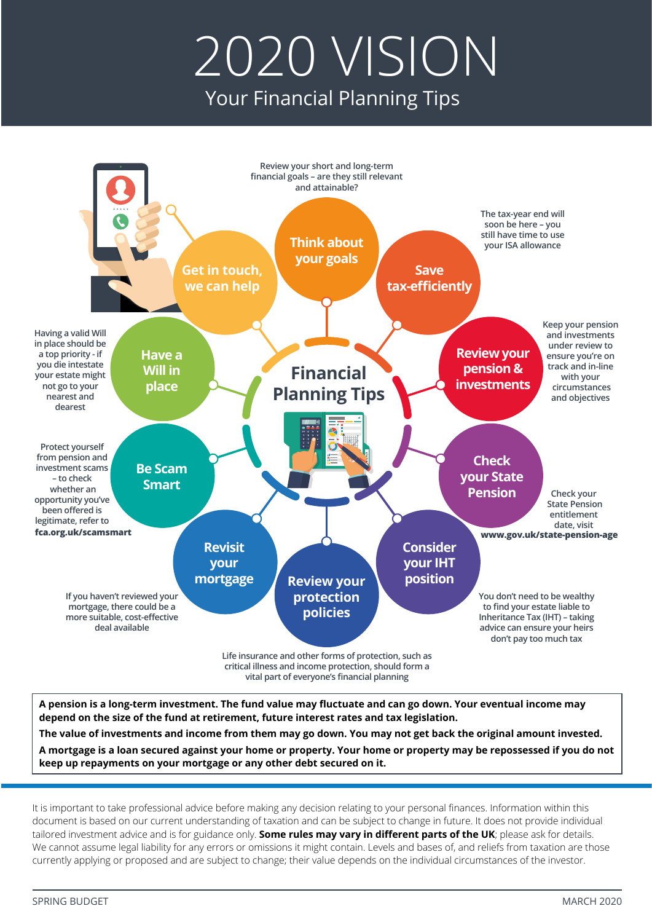# 2020 VISION

## Your Financial Planning Tips

### Financial Planning Tips

**Think about your goals**

Review your short and long-term financial goals – are they still relevant and attainable?

**Save tax-efficiently**

The tax-year end will soon be here – you still have time to use your ISA allowance

**Review your pension & investments**

Keep your pension and investments under review to ensure you're on track and in-line with your circumstances and objectives

**Check your State Pension**

Check your State Pension entitlement date, visit **www.gov.uk/state-pension-age**

**Consider your IHT position**

You don't need to be wealthy to find your estate liable to Inheritance Tax (IHT) – taking advice can ensure your heirs don't pay too much tax

**Review your protection policies**

Life insurance and other forms of protection, such as critical illness and income protection, should form a vital part of everyone's financial planning

**Revisit your mortgage**

If you haven't reviewed your mortgage, there could be a more suitable, cost-effective deal available

**Be Scam Smart**

Protect yourself from pension and investment scams – to check whether an opportunity you've been offered is legitimate, refer to **fca.org.uk/scamsmart**

**Have a Will in place**

Having a valid Will in place should be a top priority - if you die intestate your estate might not go to your nearest and dearest

**Get in touch, we can help**

**A pension is a long-term investment. The fund value may fluctuate and can go down. Your eventual income may depend on the size of the fund at retirement, future interest rates and tax legislation.**

**The value of investments and income from them may go down. You may not get back the original amount invested.**

**A mortgage is a loan secured against your home or property. Your home or property may be repossessed if you do not keep up repayments on your mortgage or any other debt secured on it.**

It is important to take professional advice before making any decision relating to your personal finances. Information within this document is based on our current understanding of taxation and can be subject to change in future. It does not provide individual tailored investment advice and is for guidance only. **Some rules may vary in different parts of the UK**; please ask for details. We cannot assume legal liability for any errors or omissions it might contain. Levels and bases of, and reliefs from taxation are those currently applying or proposed and are subject to change; their value depends on the individual circumstances of the investor.